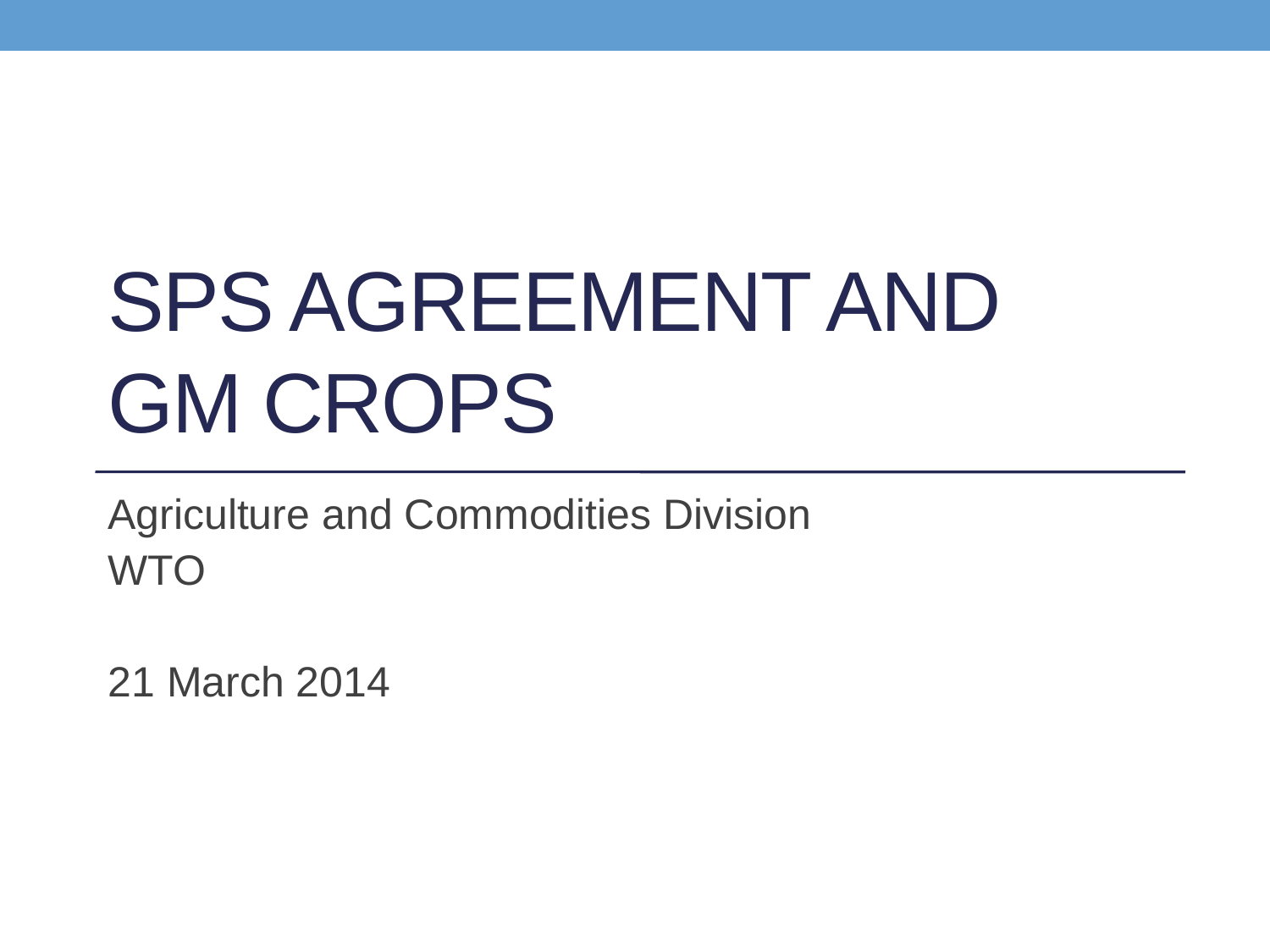# SPS AGREEMENT AND GM CROPS

Agriculture and Commodities Division
WTO

21 March 2014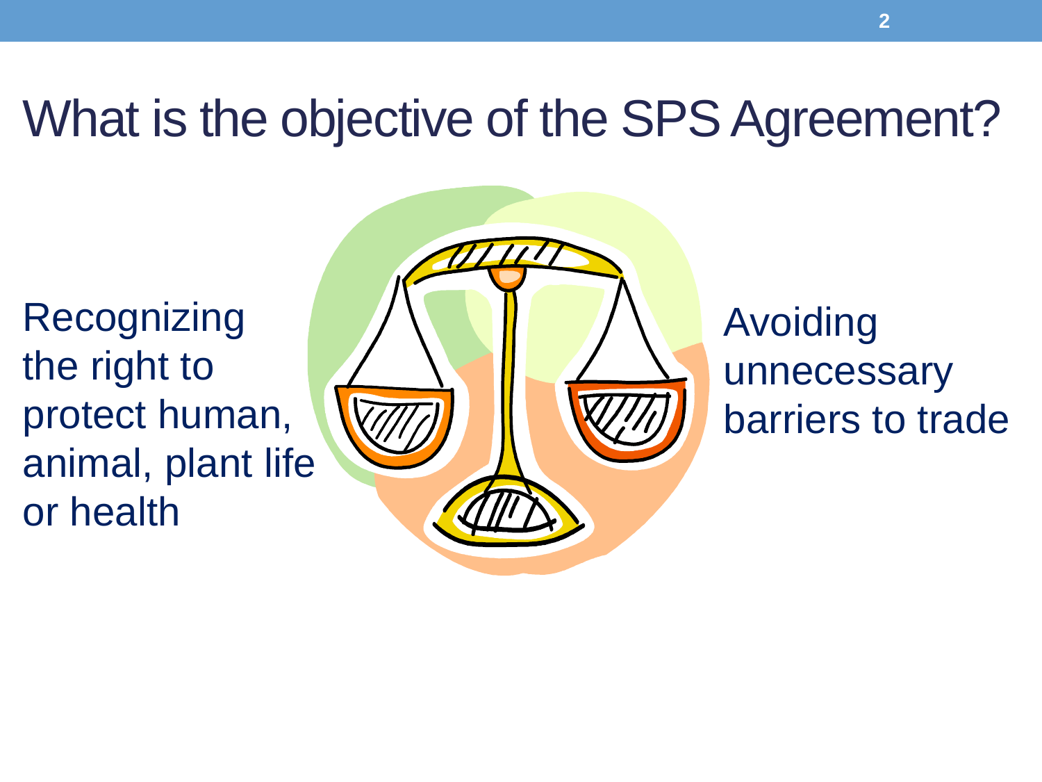# What is the objective of the SPS Agreement?

Recognizing the right to protect human, animal, plant life or health

Avoiding unnecessary barriers to trade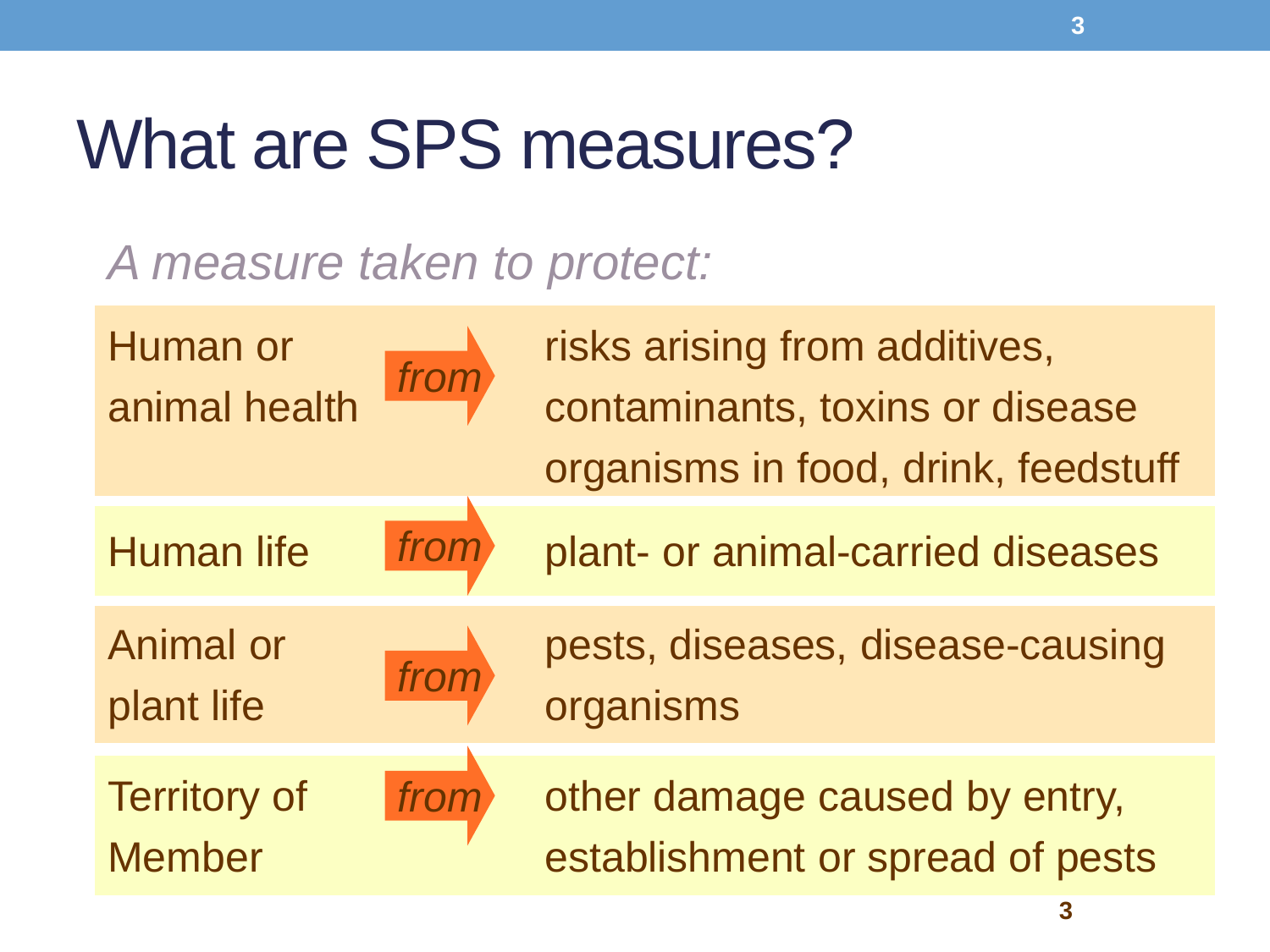# What are SPS measures?

*A measure taken to protect:*

| | | |
|---|---|---|
| Human or animal health | *from* | risks arising from additives, contaminants, toxins or disease organisms in food, drink, feedstuff |
| Human life | *from* | plant- or animal-carried diseases |
| Animal or plant life | *from* | pests, diseases, disease-causing organisms |
| Territory of Member | *from* | other damage caused by entry, establishment or spread of pests |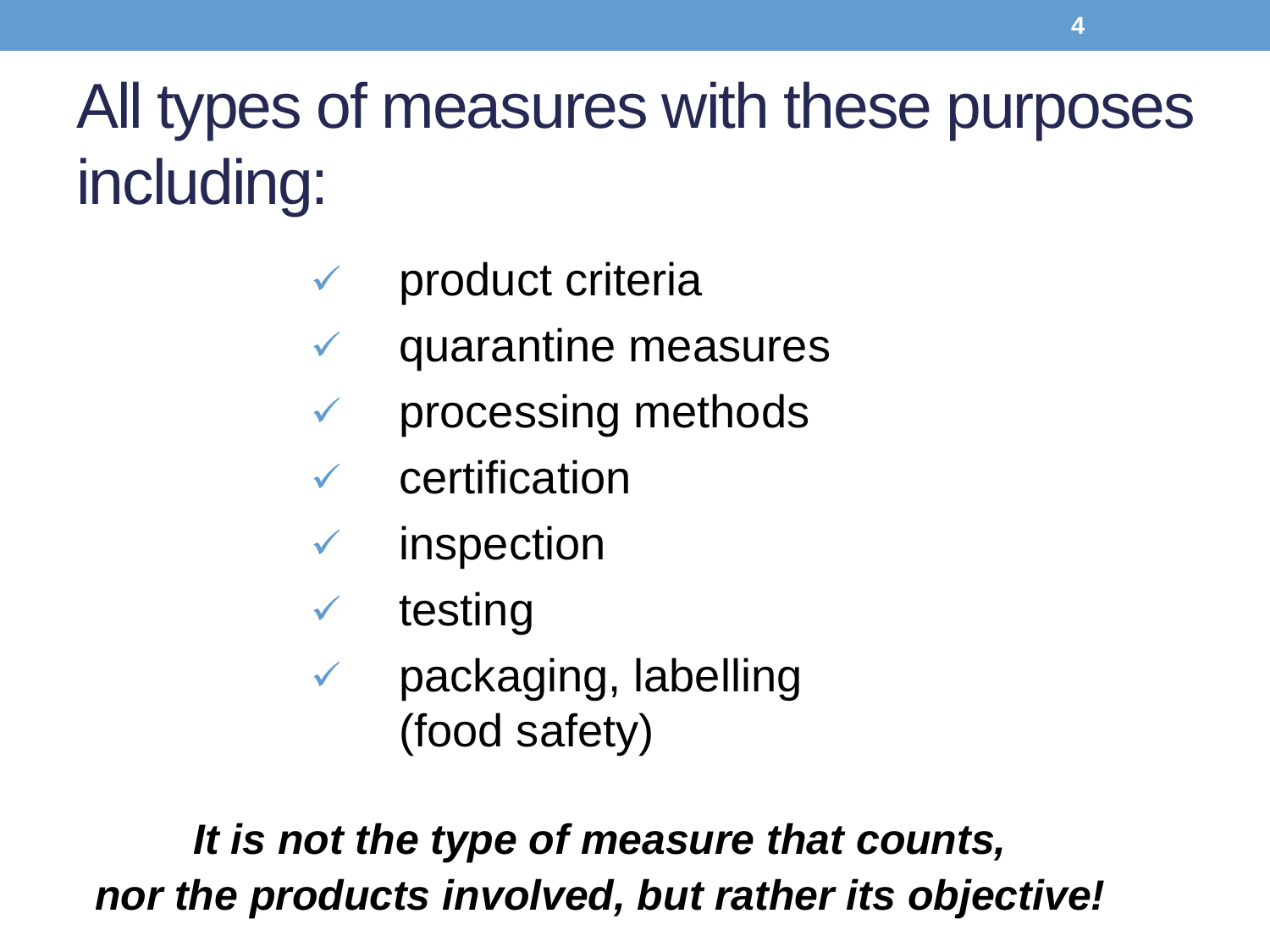# All types of measures with these purposes including:

- product criteria
- quarantine measures
- processing methods
- certification
- inspection
- testing
- packaging, labelling (food safety)

***It is not the type of measure that counts, nor the products involved, but rather its objective!***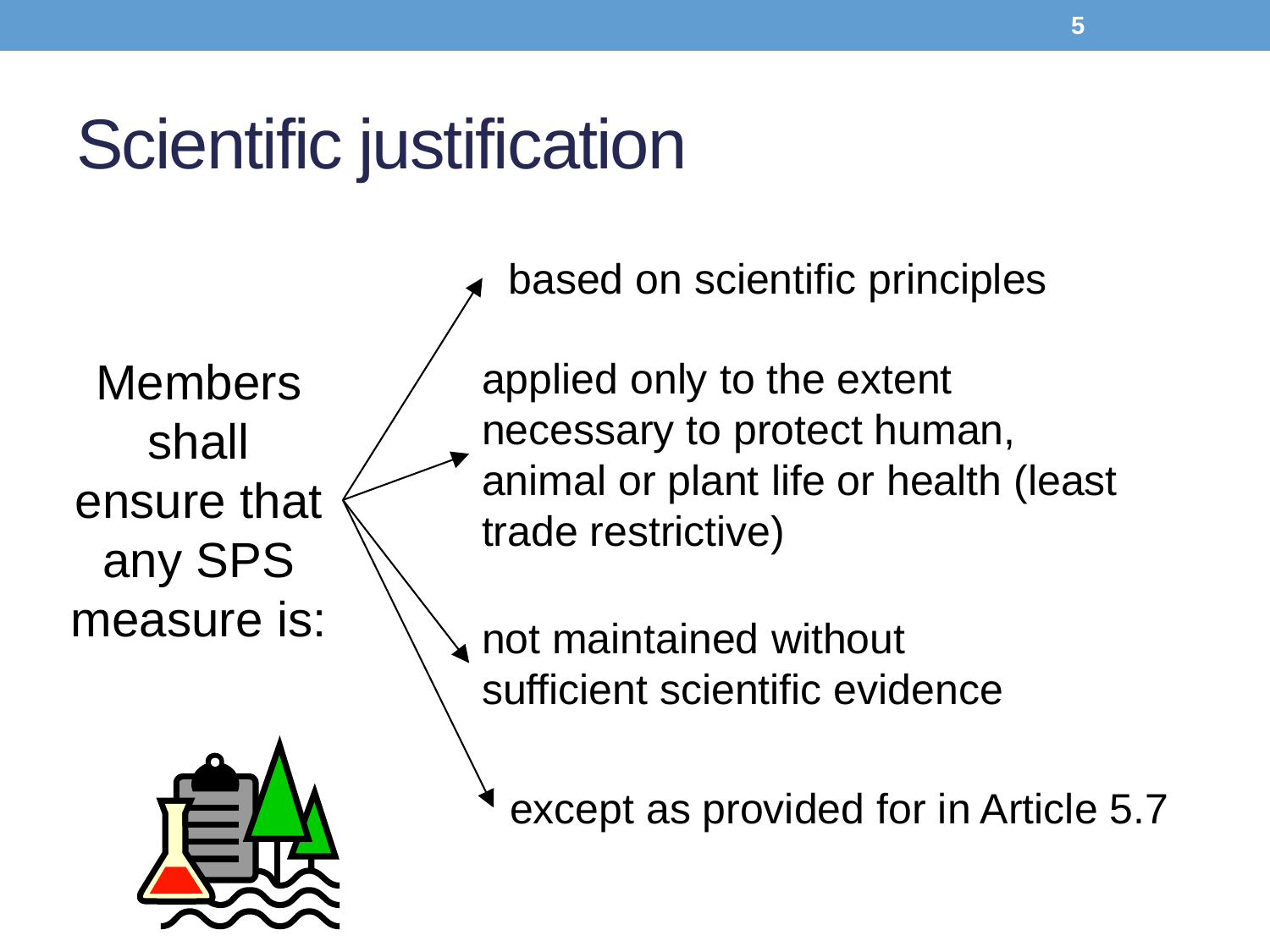# Scientific justification

Members shall ensure that any SPS measure is:

- based on scientific principles
- applied only to the extent necessary to protect human, animal or plant life or health (least trade restrictive)
- not maintained without sufficient scientific evidence
- except as provided for in Article 5.7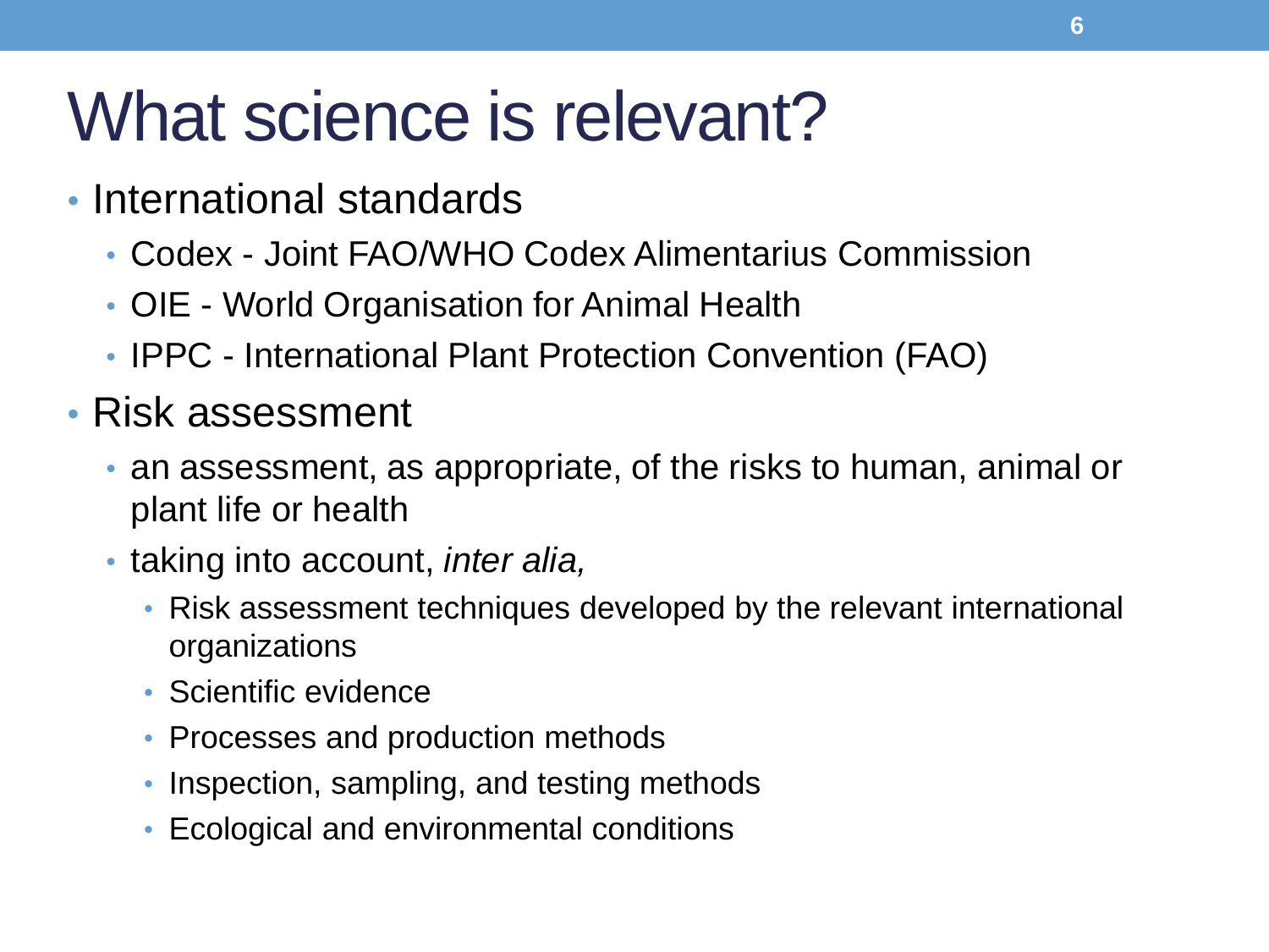# What science is relevant?

- International standards
  - Codex - Joint FAO/WHO Codex Alimentarius Commission
  - OIE - World Organisation for Animal Health
  - IPPC - International Plant Protection Convention (FAO)
- Risk assessment
  - an assessment, as appropriate, of the risks to human, animal or plant life or health
  - taking into account, *inter alia,*
    - Risk assessment techniques developed by the relevant international organizations
    - Scientific evidence
    - Processes and production methods
    - Inspection, sampling, and testing methods
    - Ecological and environmental conditions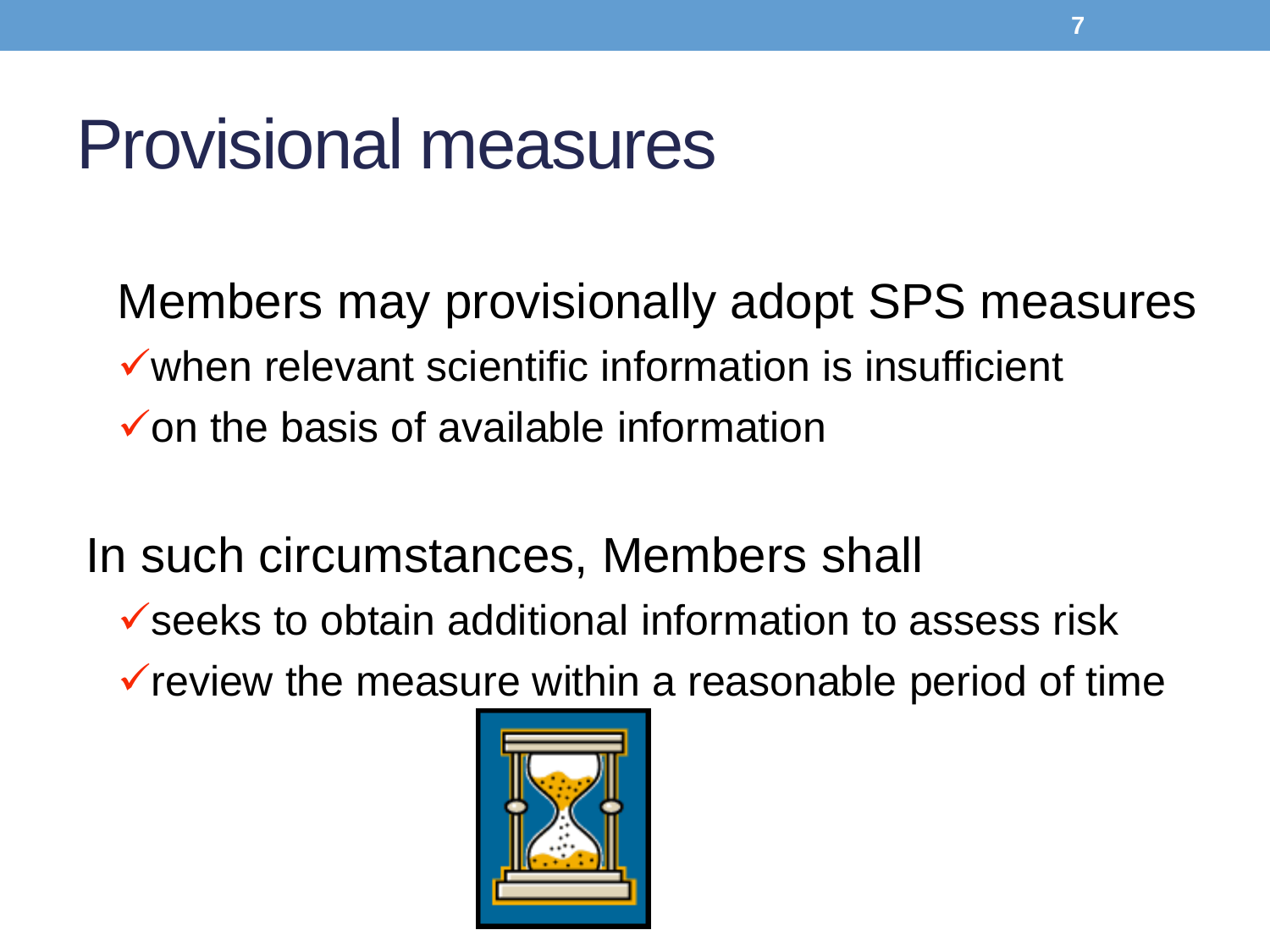# Provisional measures

Members may provisionally adopt SPS measures

- ✓when relevant scientific information is insufficient
- ✓on the basis of available information

In such circumstances, Members shall

- ✓seeks to obtain additional information to assess risk
- ✓review the measure within a reasonable period of time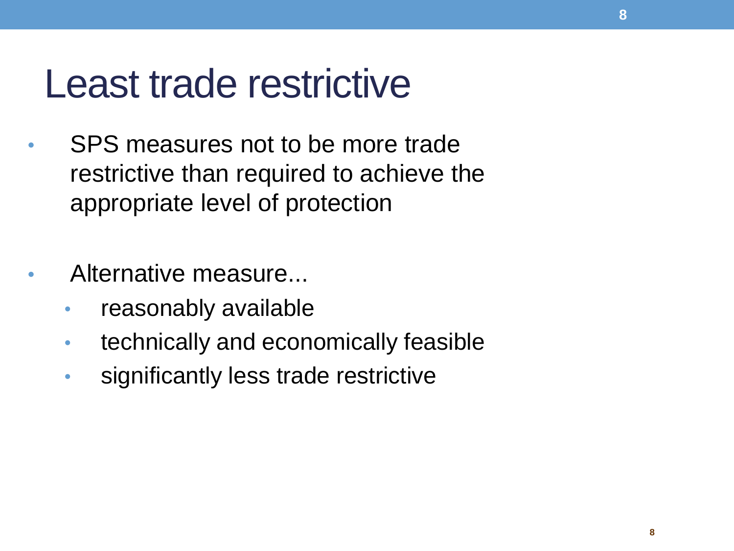# Least trade restrictive

- SPS measures not to be more trade restrictive than required to achieve the appropriate level of protection

- Alternative measure...
  - reasonably available
  - technically and economically feasible
  - significantly less trade restrictive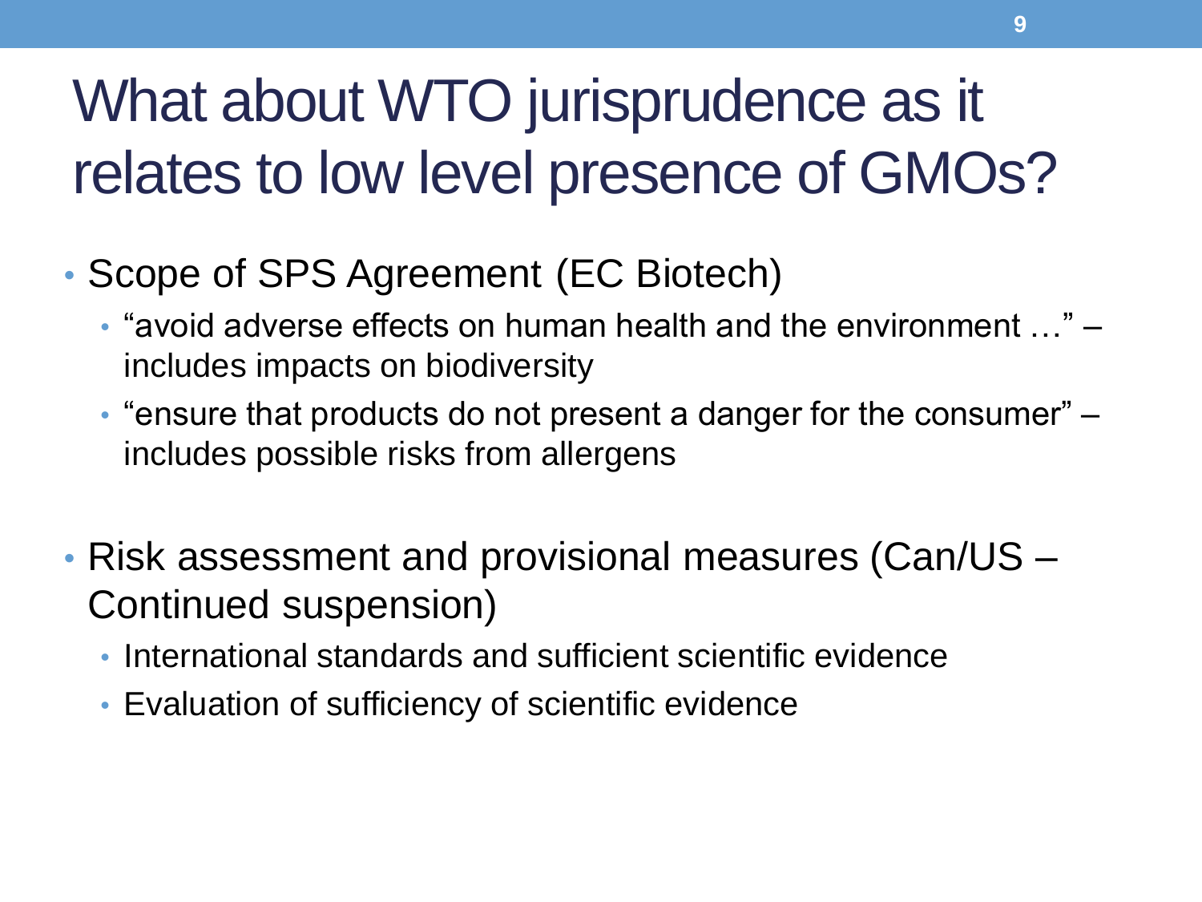# What about WTO jurisprudence as it relates to low level presence of GMOs?

- Scope of SPS Agreement (EC Biotech)
  - "avoid adverse effects on human health and the environment …" – includes impacts on biodiversity
  - "ensure that products do not present a danger for the consumer" – includes possible risks from allergens

- Risk assessment and provisional measures (Can/US – Continued suspension)
  - International standards and sufficient scientific evidence
  - Evaluation of sufficiency of scientific evidence